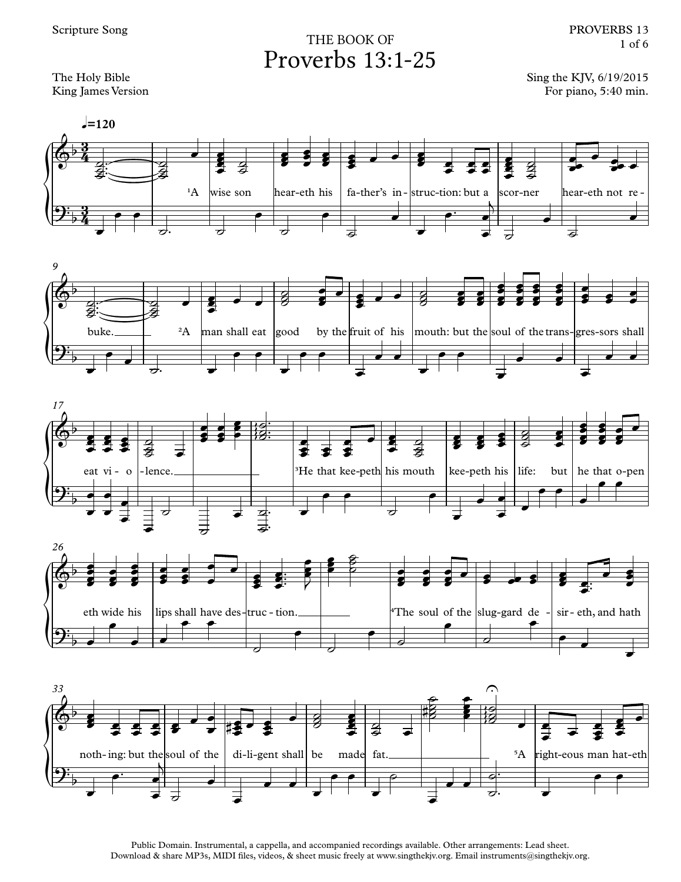Scripture Song

THE BOOK OF

# Proverbs 13:1-25

The Holy Bible
King James Version

Sing the KJV, 6/19/2015
For piano, 5:40 min.

♩=120

[1]A wise son heareth his father's instruction: but a scorner heareth not rebuke.

[2]A man shall eat good by the fruit of his mouth: but the soul of the transgressors shall eat violence.

[3]He that keepeth his mouth keepeth his life: but he that openeth wide his lips shall have destruction.

[4]The soul of the sluggard desireth, and hath nothing: but the soul of the diligent shall be made fat.

[5]A righteous man hateth

Public Domain. Instrumental, a cappella, and accompanied recordings available. Other arrangements: Lead sheet.
Download & share MP3s, MIDI files, videos, & sheet music freely at www.singthekjv.org. Email instruments@singthekjv.org.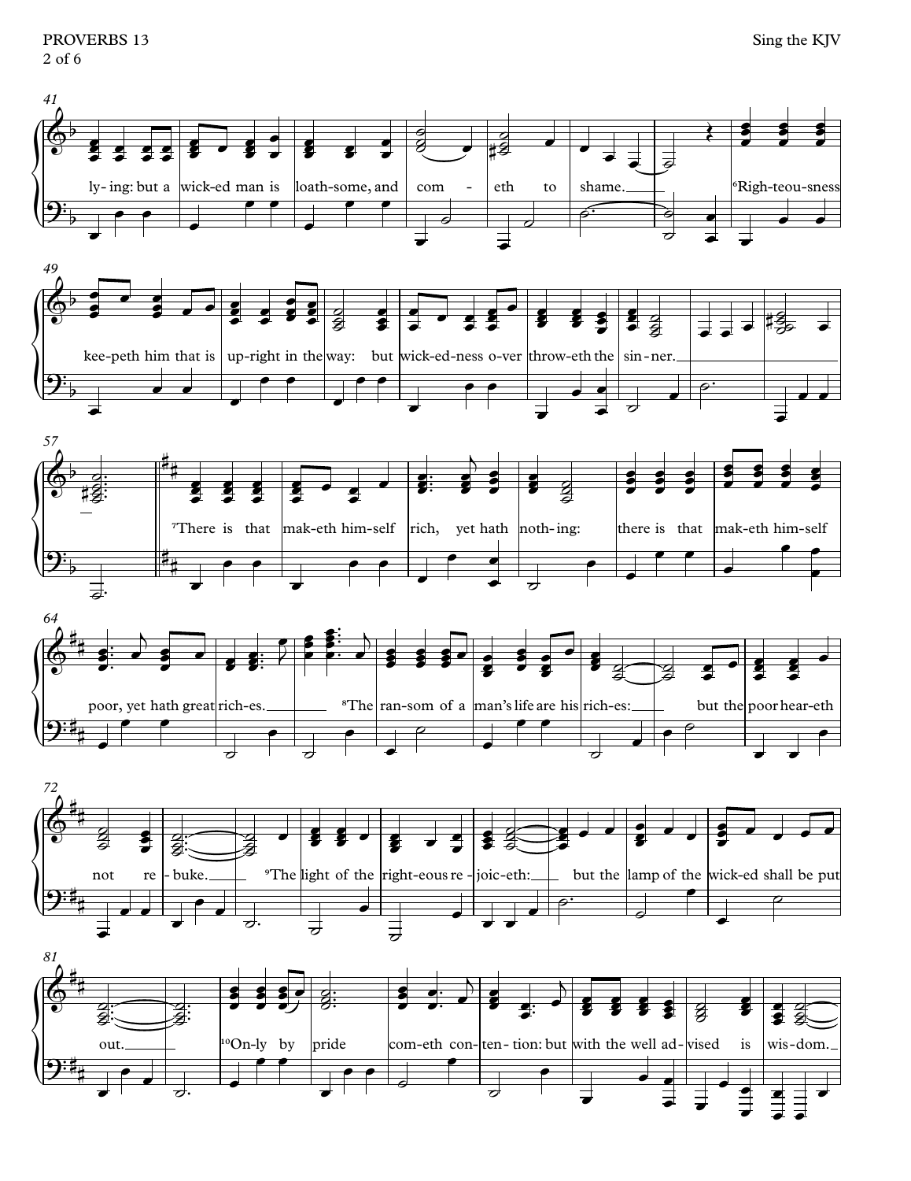41

ly-ing: but a wick-ed man is loath-some, and com - eth to shame. [6]Righ-teou-sness

49

kee-peth him that is up-right in the way: but wick-ed-ness o-ver throw-eth the sin-ner.

57

[7]There is that mak-eth him-self rich, yet hath noth-ing: there is that mak-eth him-self

64

poor, yet hath great rich-es. [8]The ran-som of a man's life are his rich-es: but the poor hear-eth

72

not re - buke. [9]The light of the right-eous re - joic-eth: but the lamp of the wick-ed shall be put

81

out. [10]On-ly by pride com-eth con-ten-tion: but with the well ad-vised is wis-dom.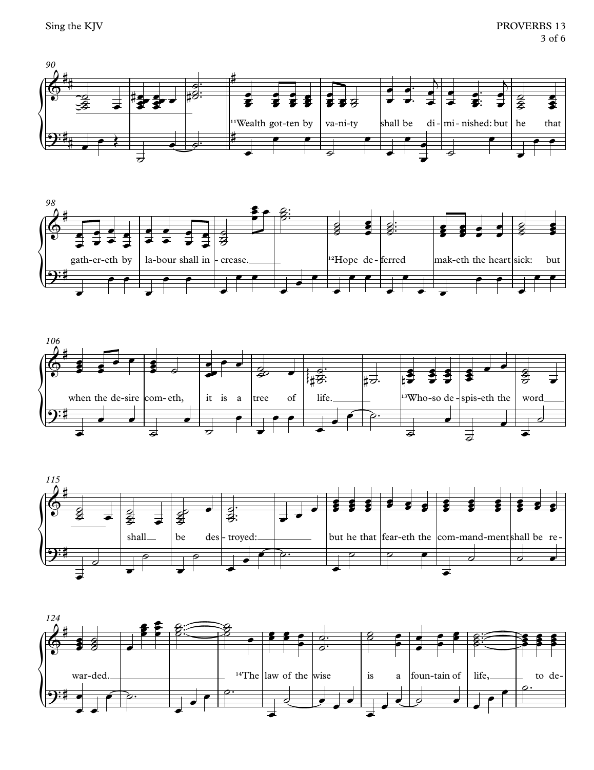90

[11]Wealth got-ten by va-ni-ty shall be di - mi - nished: but he that

98

gath-er-eth by la-bour shall in - crease.

[12]Hope de - ferred mak-eth the heart sick: but

106

when the de-sire com- eth, it is a tree of life.

[13]Who-so de - spis-eth the word

115

shall be des - troyed: but he that fear-eth the com-mand-ment shall be re -

124

war-ded. [14]The law of the wise is a foun-tain of life, to de-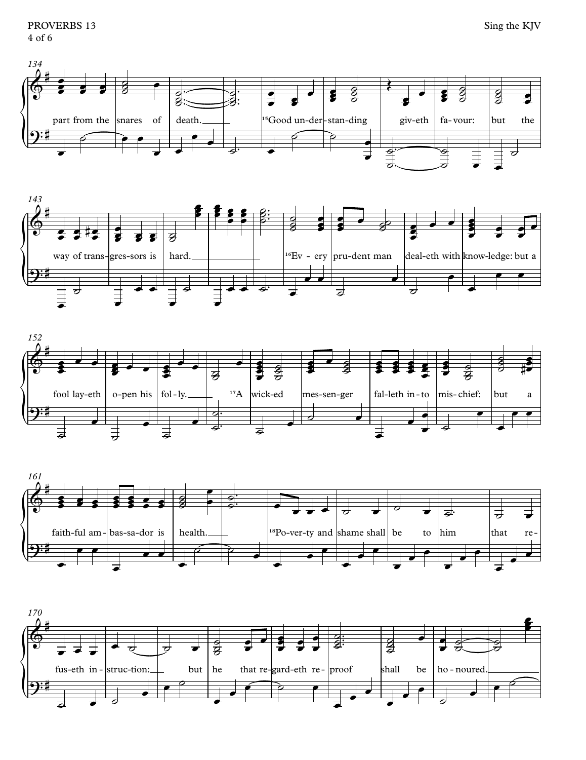134

part from the snares of death. [15]Good un-der-stan-ding giv-eth fa-vour: but the

143

way of trans-gres-sors is hard. [16]Ev - ery pru-dent man deal-eth with know-ledge: but a

152

fool lay-eth o-pen his fol-ly. [17]A wick-ed mes-sen-ger fal-leth in-to mis-chief: but a

161

faith-ful am-bas-sa-dor is health. [18]Po-ver-ty and shame shall be to him that re-

170

fus-eth in-struc-tion: but he that re-gard-eth re-proof shall be ho-noured.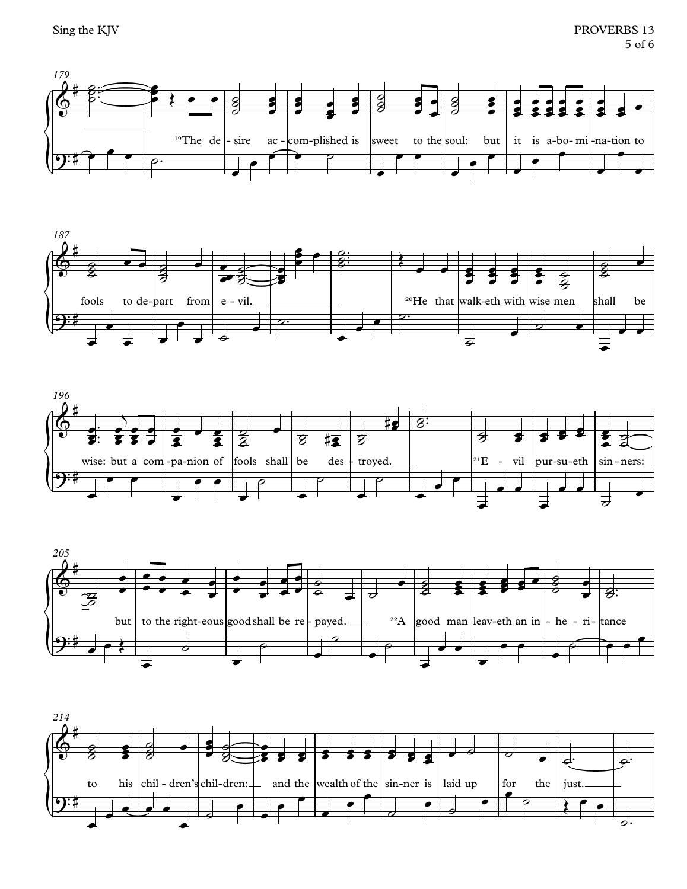[19]The desire accomplished is sweet to the soul: but it is abomination to fools to depart from evil.

[20]He that walketh with wise men shall be wise: but a companion of fools shall be destroyed.

[21]Evil pursueth sinners: but to the righteous good shall be repayed.

[22]A good man leaveth an inheritance to his children's children: and the wealth of the sinner is laid up for the just.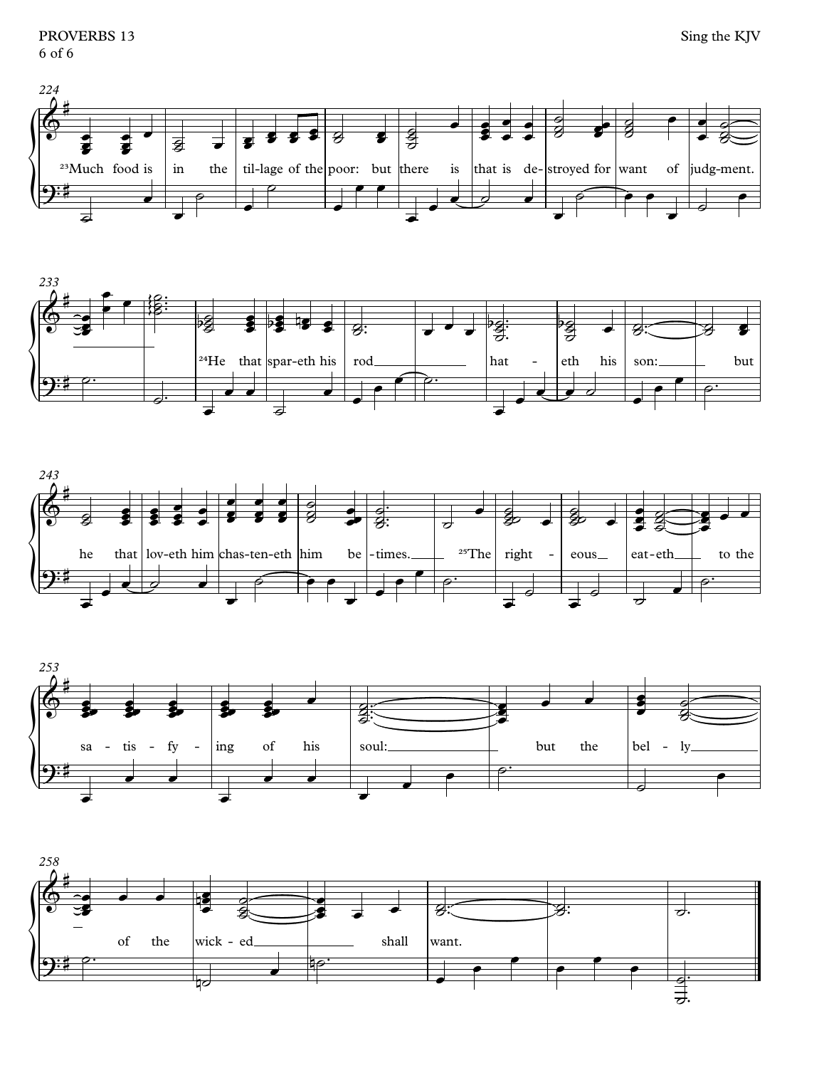[23]Much food is in the til-lage of the poor: but there is that is de-stroyed for want of judg-ment.

[24]He that spar-eth his rod hat - eth his son: but he that lov-eth him chas-ten-eth him be-times.

[25]The right - eous eat-eth to the sa - tis - fy - ing of his soul: but the bel - ly of the wick - ed shall want.